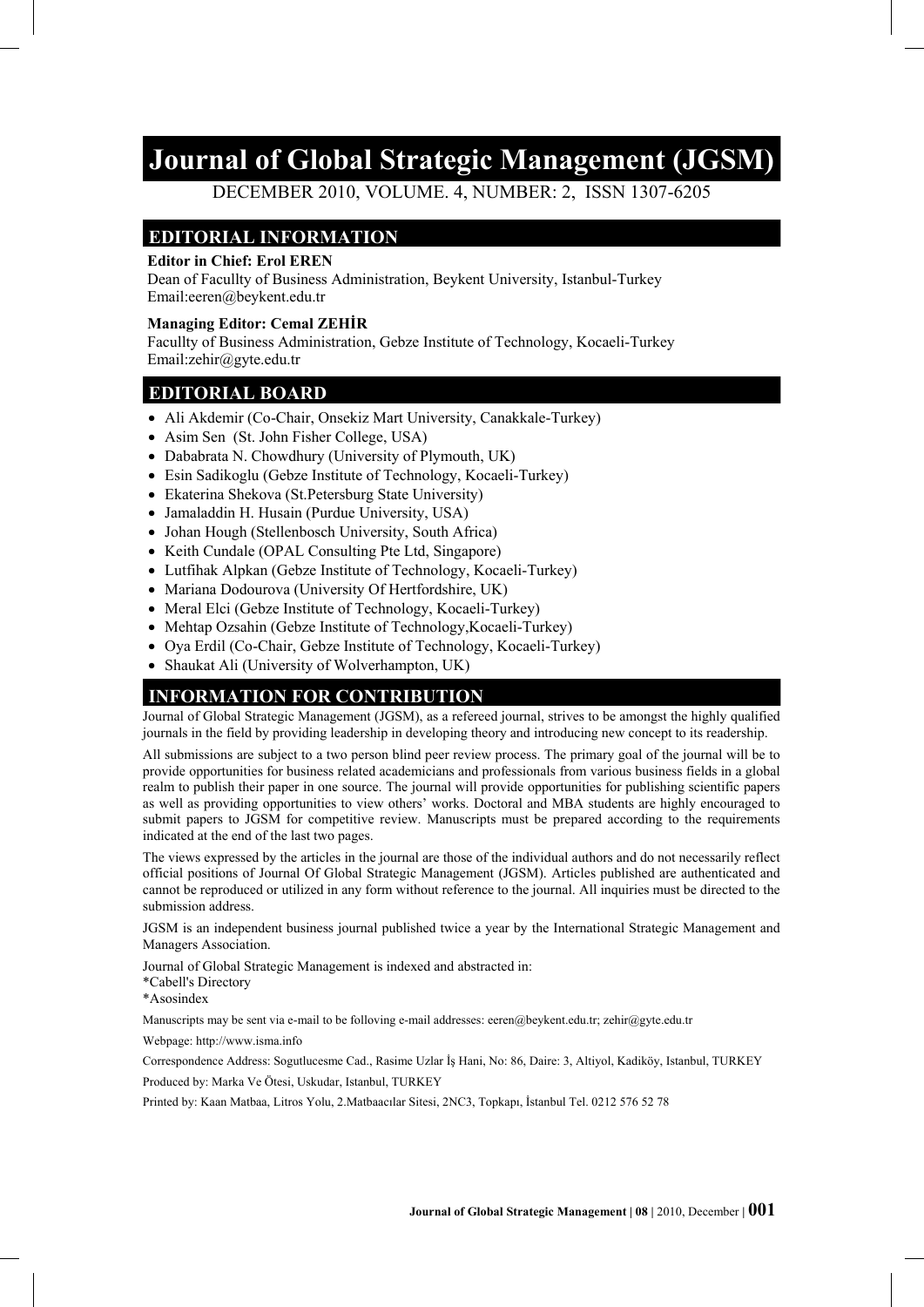# Journal of Global Strategic Management (JGSM)

DECEMBER 2010, VOLUME. 4, NUMBER: 2, ISSN 1307-6205

## EDITORIAL INFORMATION

**Editor in Chief: Erol EREN**
Dean of Facullty of Business Administration, Beykent University, Istanbul-Turkey
Email:eeren@beykent.edu.tr

**Managing Editor: Cemal ZEHİR**
Facullty of Business Administration, Gebze Institute of Technology, Kocaeli-Turkey
Email:zehir@gyte.edu.tr

## EDITORIAL BOARD

- Ali Akdemir (Co-Chair, Onsekiz Mart University, Canakkale-Turkey)
- Asim Sen (St. John Fisher College, USA)
- Dababrata N. Chowdhury (University of Plymouth, UK)
- Esin Sadikoglu (Gebze Institute of Technology, Kocaeli-Turkey)
- Ekaterina Shekova (St.Petersburg State University)
- Jamaladdin H. Husain (Purdue University, USA)
- Johan Hough (Stellenbosch University, South Africa)
- Keith Cundale (OPAL Consulting Pte Ltd, Singapore)
- Lutfihak Alpkan (Gebze Institute of Technology, Kocaeli-Turkey)
- Mariana Dodourova (University Of Hertfordshire, UK)
- Meral Elci (Gebze Institute of Technology, Kocaeli-Turkey)
- Mehtap Ozsahin (Gebze Institute of Technology,Kocaeli-Turkey)
- Oya Erdil (Co-Chair, Gebze Institute of Technology, Kocaeli-Turkey)
- Shaukat Ali (University of Wolverhampton, UK)

## INFORMATION FOR CONTRIBUTION

Journal of Global Strategic Management (JGSM), as a refereed journal, strives to be amongst the highly qualified journals in the field by providing leadership in developing theory and introducing new concept to its readership.

All submissions are subject to a two person blind peer review process. The primary goal of the journal will be to provide opportunities for business related academicians and professionals from various business fields in a global realm to publish their paper in one source. The journal will provide opportunities for publishing scientific papers as well as providing opportunities to view others' works. Doctoral and MBA students are highly encouraged to submit papers to JGSM for competitive review. Manuscripts must be prepared according to the requirements indicated at the end of the last two pages.

The views expressed by the articles in the journal are those of the individual authors and do not necessarily reflect official positions of Journal Of Global Strategic Management (JGSM). Articles published are authenticated and cannot be reproduced or utilized in any form without reference to the journal. All inquiries must be directed to the submission address.

JGSM is an independent business journal published twice a year by the International Strategic Management and Managers Association.

Journal of Global Strategic Management is indexed and abstracted in:
*Cabell's Directory
*Asosindex

Manuscripts may be sent via e-mail to be folloving e-mail addresses: eeren@beykent.edu.tr; zehir@gyte.edu.tr

Webpage: http://www.isma.info

Correspondence Address: Sogutlucesme Cad., Rasime Uzlar İş Hani, No: 86, Daire: 3, Altiyol, Kadiköy, Istanbul, TURKEY

Produced by: Marka Ve Ötesi, Uskudar, Istanbul, TURKEY

Printed by: Kaan Matbaa, Litros Yolu, 2.Matbaacılar Sitesi, 2NC3, Topkapı, İstanbul Tel. 0212 576 52 78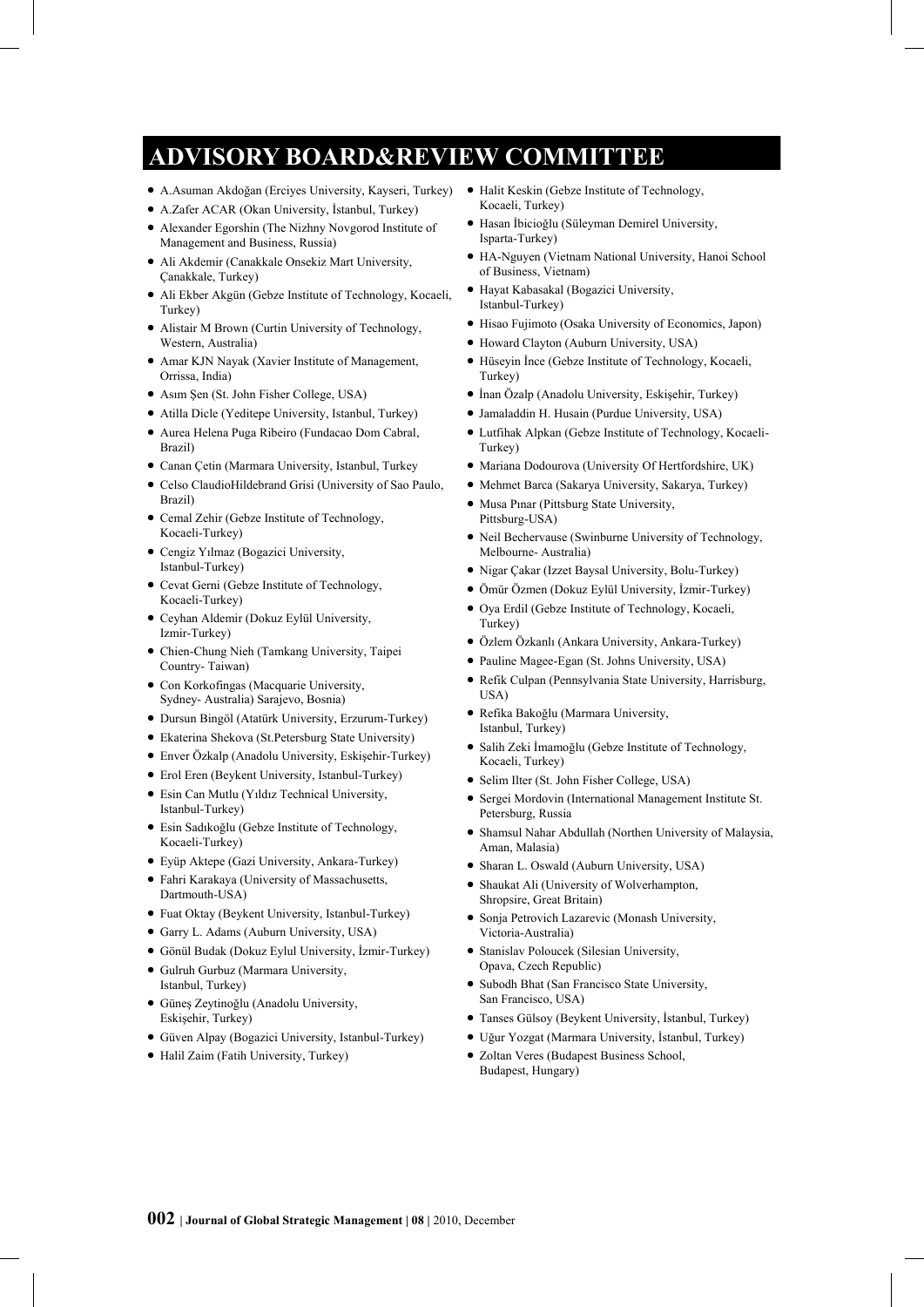# ADVISORY BOARD&REVIEW COMMITTEE

- A.Asuman Akdoğan (Erciyes University, Kayseri, Turkey)
- A.Zafer ACAR (Okan University, İstanbul, Turkey)
- Alexander Egorshin (The Nizhny Novgorod Institute of Management and Business, Russia)
- Ali Akdemir (Canakkale Onsekiz Mart University, Çanakkale, Turkey)
- Ali Ekber Akgün (Gebze Institute of Technology, Kocaeli, Turkey)
- Alistair M Brown (Curtin University of Technology, Western, Australia)
- Amar KJN Nayak (Xavier Institute of Management, Orrissa, India)
- Asım Şen (St. John Fisher College, USA)
- Atilla Dicle (Yeditepe University, Istanbul, Turkey)
- Aurea Helena Puga Ribeiro (Fundacao Dom Cabral, Brazil)
- Canan Çetin (Marmara University, Istanbul, Turkey
- Celso ClaudioHildebrand Grisi (University of Sao Paulo, Brazil)
- Cemal Zehir (Gebze Institute of Technology, Kocaeli-Turkey)
- Cengiz Yılmaz (Bogazici University, Istanbul-Turkey)
- Cevat Gerni (Gebze Institute of Technology, Kocaeli-Turkey)
- Ceyhan Aldemir (Dokuz Eylül University, Izmir-Turkey)
- Chien-Chung Nieh (Tamkang University, Taipei Country- Taiwan)
- Con Korkofingas (Macquarie University, Sydney- Australia) Sarajevo, Bosnia)
- Dursun Bingöl (Atatürk University, Erzurum-Turkey)
- Ekaterina Shekova (St.Petersburg State University)
- Enver Özkalp (Anadolu University, Eskişehir-Turkey)
- Erol Eren (Beykent University, Istanbul-Turkey)
- Esin Can Mutlu (Yıldız Technical University, Istanbul-Turkey)
- Esin Sadıkoğlu (Gebze Institute of Technology, Kocaeli-Turkey)
- Eyüp Aktepe (Gazi University, Ankara-Turkey)
- Fahri Karakaya (University of Massachusetts, Dartmouth-USA)
- Fuat Oktay (Beykent University, Istanbul-Turkey)
- Garry L. Adams (Auburn University, USA)
- Gönül Budak (Dokuz Eylul University, İzmir-Turkey)
- Gulruh Gurbuz (Marmara University, Istanbul, Turkey)
- Güneş Zeytinoğlu (Anadolu University, Eskişehir, Turkey)
- Güven Alpay (Bogazici University, Istanbul-Turkey)
- Halil Zaim (Fatih University, Turkey)
- Halit Keskin (Gebze Institute of Technology, Kocaeli, Turkey)
- Hasan İbicioğlu (Süleyman Demirel University, Isparta-Turkey)
- HA-Nguyen (Vietnam National University, Hanoi School of Business, Vietnam)
- Hayat Kabasakal (Bogazici University, Istanbul-Turkey)
- Hisao Fujimoto (Osaka University of Economics, Japon)
- Howard Clayton (Auburn University, USA)
- Hüseyin İnce (Gebze Institute of Technology, Kocaeli, Turkey)
- İnan Özalp (Anadolu University, Eskişehir, Turkey)
- Jamaladdin H. Husain (Purdue University, USA)
- Lutfihak Alpkan (Gebze Institute of Technology, Kocaeli-Turkey)
- Mariana Dodourova (University Of Hertfordshire, UK)
- Mehmet Barca (Sakarya University, Sakarya, Turkey)
- Musa Pınar (Pittsburg State University, Pittsburg-USA)
- Neil Bechervause (Swinburne University of Technology, Melbourne- Australia)
- Nigar Çakar (Izzet Baysal University, Bolu-Turkey)
- Ömür Özmen (Dokuz Eylül University, İzmir-Turkey)
- Oya Erdil (Gebze Institute of Technology, Kocaeli, Turkey)
- Özlem Özkanlı (Ankara University, Ankara-Turkey)
- Pauline Magee-Egan (St. Johns University, USA)
- Refik Culpan (Pennsylvania State University, Harrisburg, USA)
- Refika Bakoğlu (Marmara University, Istanbul, Turkey)
- Salih Zeki İmamoğlu (Gebze Institute of Technology, Kocaeli, Turkey)
- Selim Ilter (St. John Fisher College, USA)
- Sergei Mordovin (International Management Institute St. Petersburg, Russia
- Shamsul Nahar Abdullah (Northen University of Malaysia, Aman, Malasia)
- Sharan L. Oswald (Auburn University, USA)
- Shaukat Ali (University of Wolverhampton, Shropsire, Great Britain)
- Sonja Petrovich Lazarevic (Monash University, Victoria-Australia)
- Stanislav Poloucek (Silesian University, Opava, Czech Republic)
- Subodh Bhat (San Francisco State University, San Francisco, USA)
- Tanses Gülsoy (Beykent University, İstanbul, Turkey)
- Uğur Yozgat (Marmara University, İstanbul, Turkey)
- Zoltan Veres (Budapest Business School, Budapest, Hungary)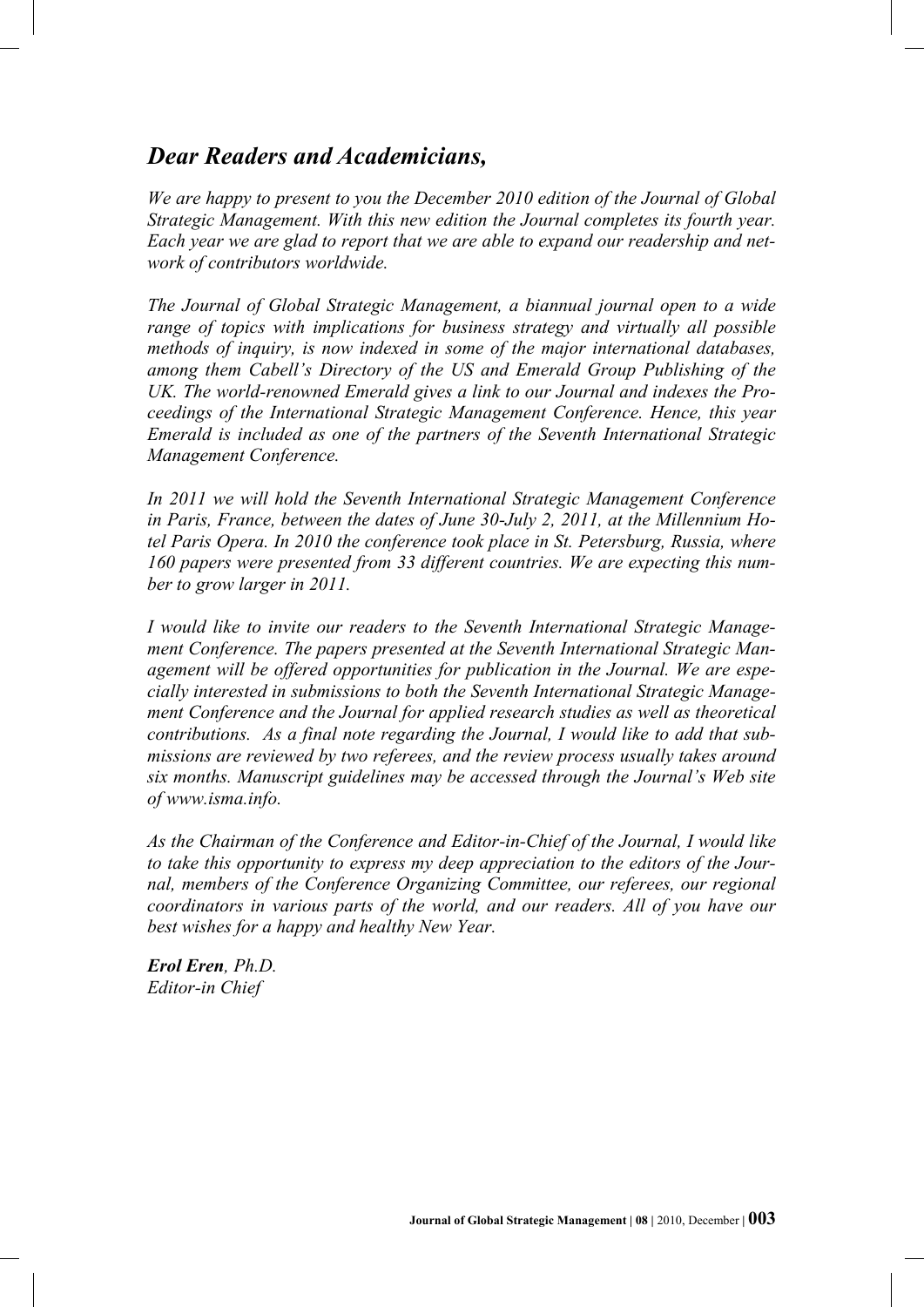## *Dear Readers and Academicians,*

*We are happy to present to you the December 2010 edition of the Journal of Global Strategic Management. With this new edition the Journal completes its fourth year. Each year we are glad to report that we are able to expand our readership and network of contributors worldwide.*

*The Journal of Global Strategic Management, a biannual journal open to a wide range of topics with implications for business strategy and virtually all possible methods of inquiry, is now indexed in some of the major international databases, among them Cabell's Directory of the US and Emerald Group Publishing of the UK. The world-renowned Emerald gives a link to our Journal and indexes the Proceedings of the International Strategic Management Conference. Hence, this year Emerald is included as one of the partners of the Seventh International Strategic Management Conference.*

*In 2011 we will hold the Seventh International Strategic Management Conference in Paris, France, between the dates of June 30-July 2, 2011, at the Millennium Hotel Paris Opera. In 2010 the conference took place in St. Petersburg, Russia, where 160 papers were presented from 33 different countries. We are expecting this number to grow larger in 2011.*

*I would like to invite our readers to the Seventh International Strategic Management Conference. The papers presented at the Seventh International Strategic Management will be offered opportunities for publication in the Journal. We are especially interested in submissions to both the Seventh International Strategic Management Conference and the Journal for applied research studies as well as theoretical contributions. As a final note regarding the Journal, I would like to add that submissions are reviewed by two referees, and the review process usually takes around six months. Manuscript guidelines may be accessed through the Journal's Web site of www.isma.info.*

*As the Chairman of the Conference and Editor-in-Chief of the Journal, I would like to take this opportunity to express my deep appreciation to the editors of the Journal, members of the Conference Organizing Committee, our referees, our regional coordinators in various parts of the world, and our readers. All of you have our best wishes for a happy and healthy New Year.*

***Erol Eren**, Ph.D.*
*Editor-in Chief*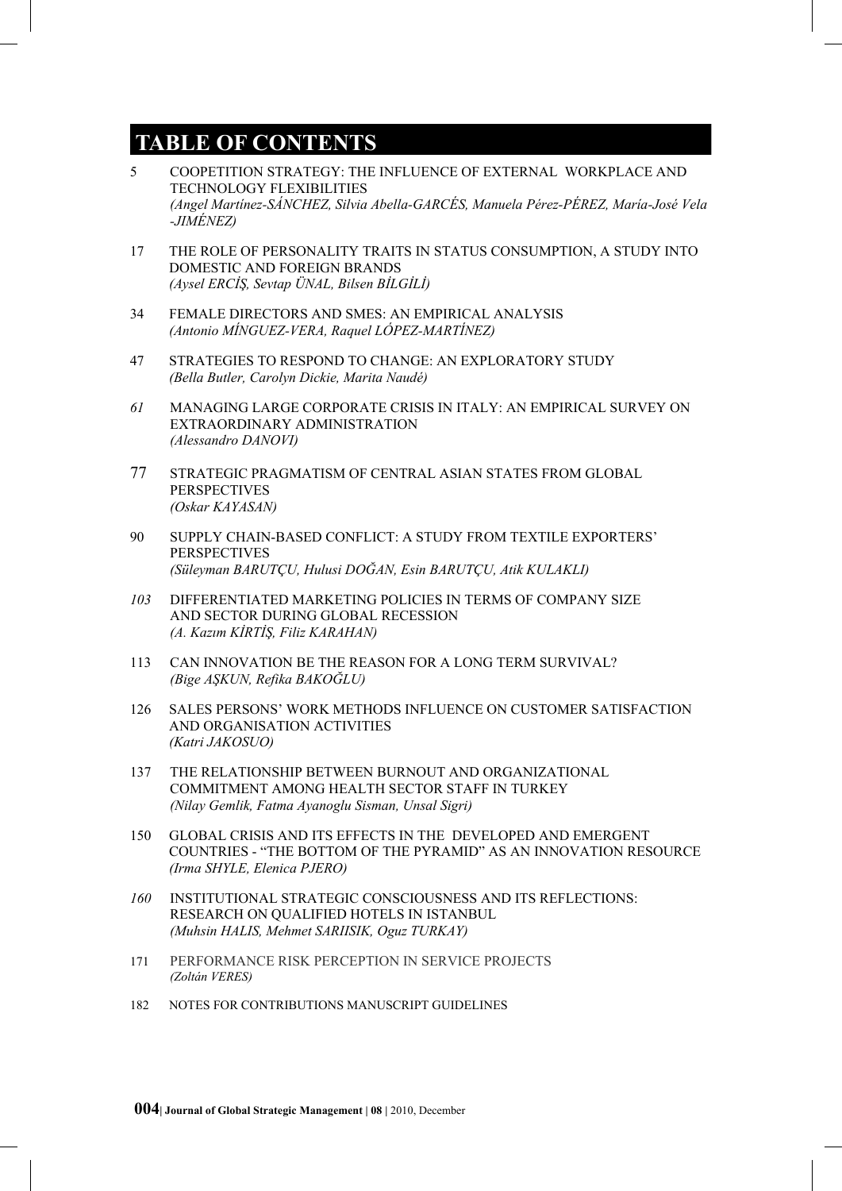# TABLE OF CONTENTS

5 COOPETITION STRATEGY: THE INFLUENCE OF EXTERNAL WORKPLACE AND TECHNOLOGY FLEXIBILITIES
*(Angel Martínez-SÁNCHEZ, Silvia Abella-GARCÉS, Manuela Pérez-PÉREZ, María-José Vela -JIMÉNEZ)*

17 THE ROLE OF PERSONALITY TRAITS IN STATUS CONSUMPTION, A STUDY INTO DOMESTIC AND FOREIGN BRANDS
*(Aysel ERCİŞ, Sevtap ÜNAL, Bilsen BİLGİLİ)*

34 FEMALE DIRECTORS AND SMES: AN EMPIRICAL ANALYSIS
*(Antonio MÍNGUEZ-VERA, Raquel LÓPEZ-MARTÍNEZ)*

47 STRATEGIES TO RESPOND TO CHANGE: AN EXPLORATORY STUDY
*(Bella Butler, Carolyn Dickie, Marita Naudé)*

*61* MANAGING LARGE CORPORATE CRISIS IN ITALY: AN EMPIRICAL SURVEY ON EXTRAORDINARY ADMINISTRATION
*(Alessandro DANOVI)*

77 STRATEGIC PRAGMATISM OF CENTRAL ASIAN STATES FROM GLOBAL PERSPECTIVES
*(Oskar KAYASAN)*

90 SUPPLY CHAIN-BASED CONFLICT: A STUDY FROM TEXTILE EXPORTERS' PERSPECTIVES
*(Süleyman BARUTÇU, Hulusi DOĞAN, Esin BARUTÇU, Atik KULAKLI)*

*103* DIFFERENTIATED MARKETING POLICIES IN TERMS OF COMPANY SIZE AND SECTOR DURING GLOBAL RECESSION
*(A. Kazım KİRTİŞ, Filiz KARAHAN)*

113 CAN INNOVATION BE THE REASON FOR A LONG TERM SURVIVAL?
*(Bige AŞKUN, Refika BAKOĞLU)*

126 SALES PERSONS' WORK METHODS INFLUENCE ON CUSTOMER SATISFACTION AND ORGANISATION ACTIVITIES
*(Katri JAKOSUO)*

137 THE RELATIONSHIP BETWEEN BURNOUT AND ORGANIZATIONAL COMMITMENT AMONG HEALTH SECTOR STAFF IN TURKEY
*(Nilay Gemlik, Fatma Ayanoglu Sisman, Unsal Sigri)*

150 GLOBAL CRISIS AND ITS EFFECTS IN THE DEVELOPED AND EMERGENT COUNTRIES - "THE BOTTOM OF THE PYRAMID" AS AN INNOVATION RESOURCE
*(Irma SHYLE, Elenica PJERO)*

*160* INSTITUTIONAL STRATEGIC CONSCIOUSNESS AND ITS REFLECTIONS: RESEARCH ON QUALIFIED HOTELS IN ISTANBUL
*(Muhsin HALIS, Mehmet SARIISIK, Oguz TURKAY)*

171 PERFORMANCE RISK PERCEPTION IN SERVICE PROJECTS
*(Zoltán VERES)*

182 NOTES FOR CONTRIBUTIONS MANUSCRIPT GUIDELINES